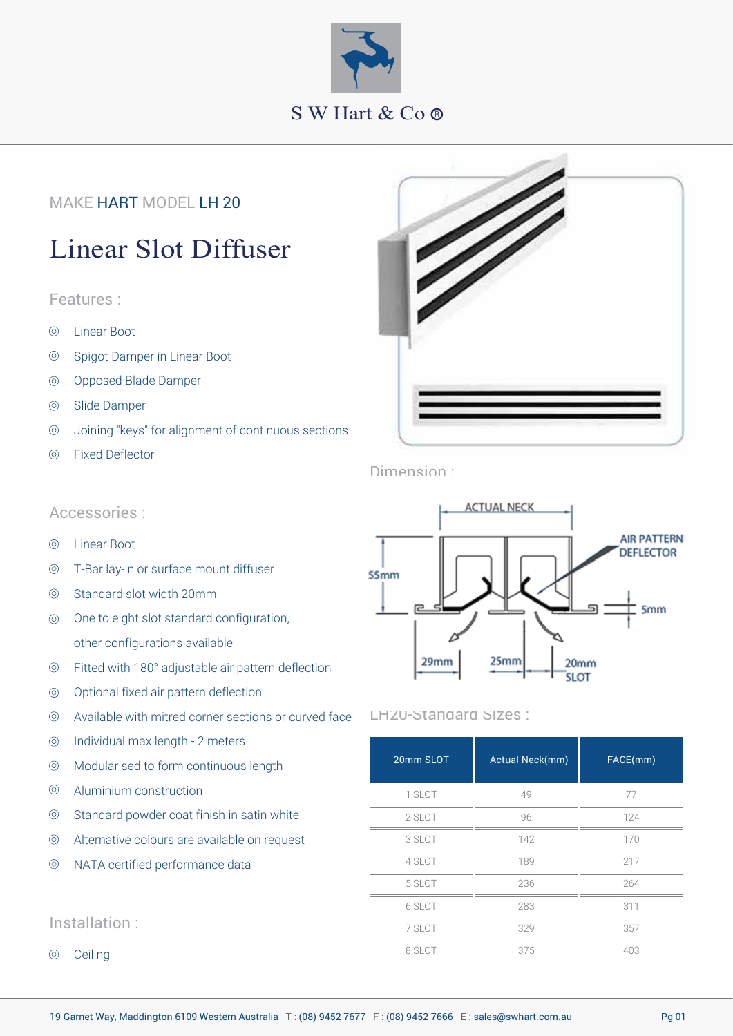S W Hart & Co ®

MAKE HART MODEL LH 20

# Linear Slot Diffuser

## Features :

- Linear Boot
- Spigot Damper in Linear Boot
- Opposed Blade Damper
- Slide Damper
- Joining "keys" for alignment of continuous sections
- Fixed Deflector

## Accessories :

- Linear Boot
- T-Bar lay-in or surface mount diffuser
- Standard slot width 20mm
- One to eight slot standard configuration, other configurations available
- Fitted with 180° adjustable air pattern deflection
- Optional fixed air pattern deflection
- Available with mitred corner sections or curved face
- Individual max length - 2 meters
- Modularised to form continuous length
- Aluminium construction
- Standard powder coat finish in satin white
- Alternative colours are available on request
- NATA certified performance data

## Installation :

- Ceiling

## Dimension :

ACTUAL NECK
AIR PATTERN DEFLECTOR
55mm
5mm
29mm
25mm
20mm SLOT

## LH20-Standard Sizes :

| 20mm SLOT | Actual Neck(mm) | FACE(mm) |
|---|---|---|
| 1 SLOT | 49 | 77 |
| 2 SLOT | 96 | 124 |
| 3 SLOT | 142 | 170 |
| 4 SLOT | 189 | 217 |
| 5 SLOT | 236 | 264 |
| 6 SLOT | 283 | 311 |
| 7 SLOT | 329 | 357 |
| 8 SLOT | 375 | 403 |

19 Garnet Way, Maddington 6109 Western Australia T : (08) 9452 7677 F : (08) 9452 7666 E : sales@swhart.com.au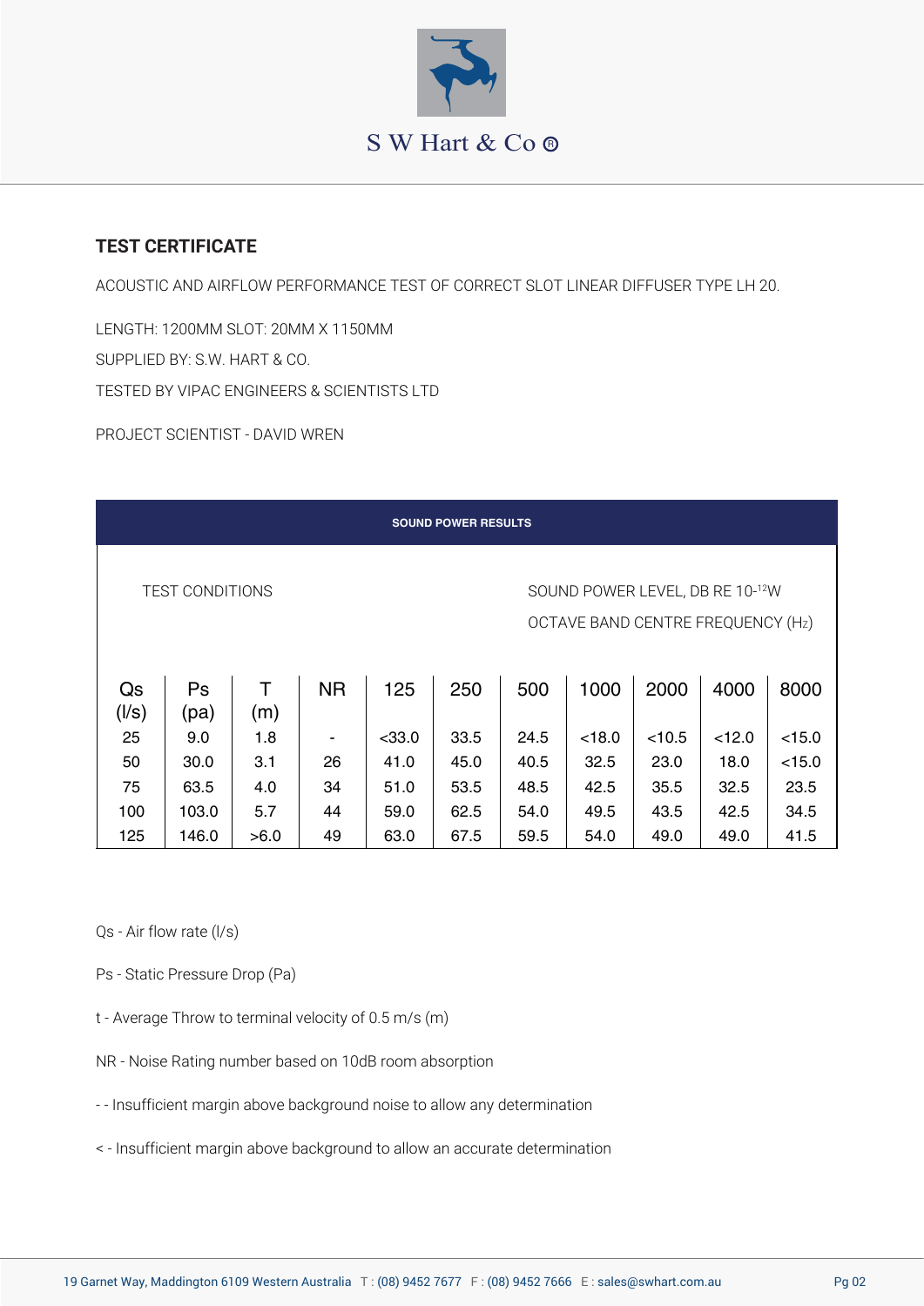S W Hart & Co ®

## TEST CERTIFICATE

ACOUSTIC AND AIRFLOW PERFORMANCE TEST OF CORRECT SLOT LINEAR DIFFUSER TYPE LH 20.

LENGTH: 1200MM SLOT: 20MM X 1150MM

SUPPLIED BY: S.W. HART & CO.

TESTED BY VIPAC ENGINEERS & SCIENTISTS LTD

PROJECT SCIENTIST - DAVID WREN

**SOUND POWER RESULTS**

| TEST CONDITIONS | | | | SOUND POWER LEVEL, DB RE $10^{-12}$W OCTAVE BAND CENTRE FREQUENCY (Hz) | | | | | | |
|---|---|---|---|---|---|---|---|---|---|---|
| Qs (l/s) | Ps (pa) | T (m) | NR | 125 | 250 | 500 | 1000 | 2000 | 4000 | 8000 |
| 25 | 9.0 | 1.8 | - | <33.0 | 33.5 | 24.5 | <18.0 | <10.5 | <12.0 | <15.0 |
| 50 | 30.0 | 3.1 | 26 | 41.0 | 45.0 | 40.5 | 32.5 | 23.0 | 18.0 | <15.0 |
| 75 | 63.5 | 4.0 | 34 | 51.0 | 53.5 | 48.5 | 42.5 | 35.5 | 32.5 | 23.5 |
| 100 | 103.0 | 5.7 | 44 | 59.0 | 62.5 | 54.0 | 49.5 | 43.5 | 42.5 | 34.5 |
| 125 | 146.0 | >6.0 | 49 | 63.0 | 67.5 | 59.5 | 54.0 | 49.0 | 49.0 | 41.5 |

Qs - Air flow rate (l/s)

Ps - Static Pressure Drop (Pa)

t - Average Throw to terminal velocity of 0.5 m/s (m)

NR - Noise Rating number based on 10dB room absorption

- - Insufficient margin above background noise to allow any determination

< - Insufficient margin above background to allow an accurate determination

19 Garnet Way, Maddington 6109 Western Australia T : (08) 9452 7677 F : (08) 9452 7666 E : sales@swhart.com.au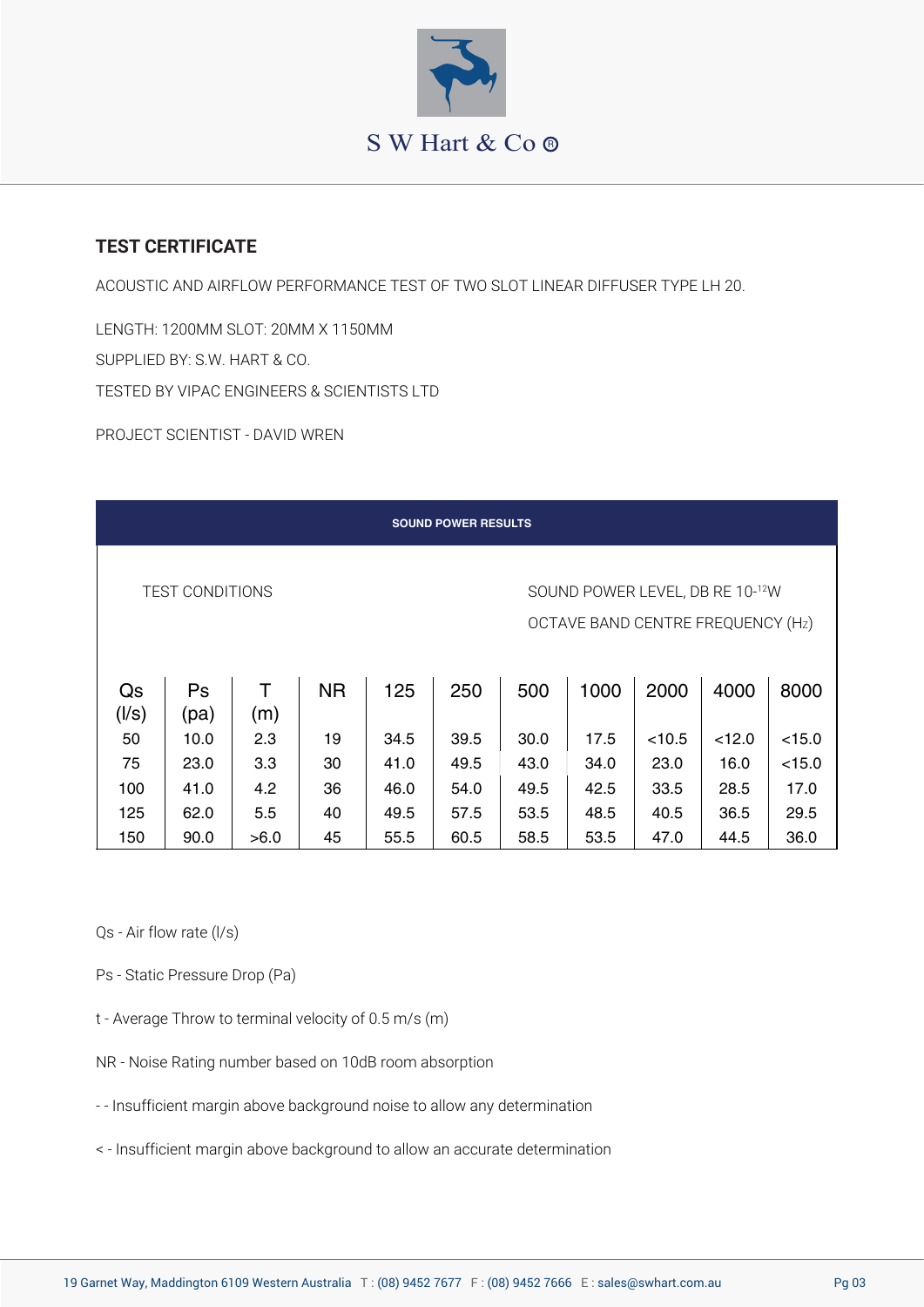S W Hart & Co ®

## TEST CERTIFICATE

ACOUSTIC AND AIRFLOW PERFORMANCE TEST OF TWO SLOT LINEAR DIFFUSER TYPE LH 20.

LENGTH: 1200MM SLOT: 20MM X 1150MM

SUPPLIED BY: S.W. HART & CO.

TESTED BY VIPAC ENGINEERS & SCIENTISTS LTD

PROJECT SCIENTIST - DAVID WREN

| SOUND POWER RESULTS | | | | | | | | | | |
|---|---|---|---|---|---|---|---|---|---|---|
| TEST CONDITIONS | | | | SOUND POWER LEVEL, DB RE $10^{-12}$W OCTAVE BAND CENTRE FREQUENCY (Hz) | | | | | | |
| Qs (l/s) | Ps (pa) | T (m) | NR | 125 | 250 | 500 | 1000 | 2000 | 4000 | 8000 |
| 50 | 10.0 | 2.3 | 19 | 34.5 | 39.5 | 30.0 | 17.5 | <10.5 | <12.0 | <15.0 |
| 75 | 23.0 | 3.3 | 30 | 41.0 | 49.5 | 43.0 | 34.0 | 23.0 | 16.0 | <15.0 |
| 100 | 41.0 | 4.2 | 36 | 46.0 | 54.0 | 49.5 | 42.5 | 33.5 | 28.5 | 17.0 |
| 125 | 62.0 | 5.5 | 40 | 49.5 | 57.5 | 53.5 | 48.5 | 40.5 | 36.5 | 29.5 |
| 150 | 90.0 | >6.0 | 45 | 55.5 | 60.5 | 58.5 | 53.5 | 47.0 | 44.5 | 36.0 |

Qs - Air flow rate (l/s)

Ps - Static Pressure Drop (Pa)

t - Average Throw to terminal velocity of 0.5 m/s (m)

NR - Noise Rating number based on 10dB room absorption

- - Insufficient margin above background noise to allow any determination

< - Insufficient margin above background to allow an accurate determination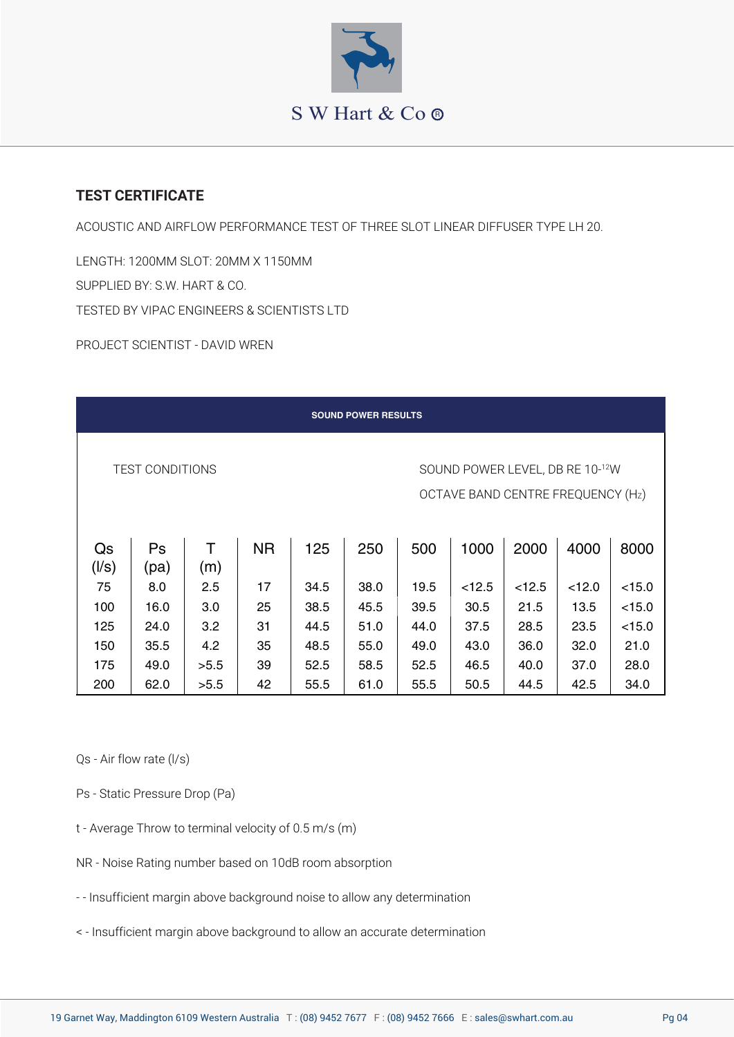S W Hart & Co ®

## TEST CERTIFICATE

ACOUSTIC AND AIRFLOW PERFORMANCE TEST OF THREE SLOT LINEAR DIFFUSER TYPE LH 20.

LENGTH: 1200MM SLOT: 20MM X 1150MM

SUPPLIED BY: S.W. HART & CO.

TESTED BY VIPAC ENGINEERS & SCIENTISTS LTD

PROJECT SCIENTIST - DAVID WREN

| SOUND POWER RESULTS | | | | | | | | | | |
|---|---|---|---|---|---|---|---|---|---|---|
| TEST CONDITIONS | | | | SOUND POWER LEVEL, DB RE $10^{-12}$W OCTAVE BAND CENTRE FREQUENCY (Hz) | | | | | | |
| Qs (l/s) | Ps (pa) | T (m) | NR | 125 | 250 | 500 | 1000 | 2000 | 4000 | 8000 |
| 75 | 8.0 | 2.5 | 17 | 34.5 | 38.0 | 19.5 | <12.5 | <12.5 | <12.0 | <15.0 |
| 100 | 16.0 | 3.0 | 25 | 38.5 | 45.5 | 39.5 | 30.5 | 21.5 | 13.5 | <15.0 |
| 125 | 24.0 | 3.2 | 31 | 44.5 | 51.0 | 44.0 | 37.5 | 28.5 | 23.5 | <15.0 |
| 150 | 35.5 | 4.2 | 35 | 48.5 | 55.0 | 49.0 | 43.0 | 36.0 | 32.0 | 21.0 |
| 175 | 49.0 | >5.5 | 39 | 52.5 | 58.5 | 52.5 | 46.5 | 40.0 | 37.0 | 28.0 |
| 200 | 62.0 | >5.5 | 42 | 55.5 | 61.0 | 55.5 | 50.5 | 44.5 | 42.5 | 34.0 |

Qs - Air flow rate (l/s)

Ps - Static Pressure Drop (Pa)

t - Average Throw to terminal velocity of 0.5 m/s (m)

NR - Noise Rating number based on 10dB room absorption

- - Insufficient margin above background noise to allow any determination

< - Insufficient margin above background to allow an accurate determination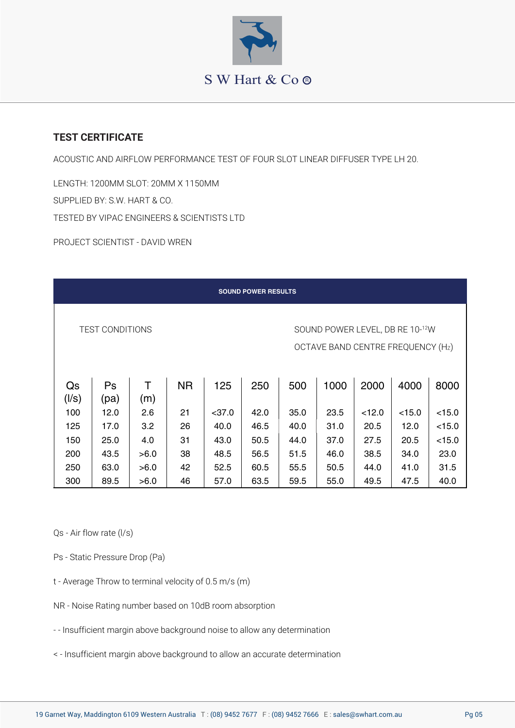S W Hart & Co ®

## TEST CERTIFICATE

ACOUSTIC AND AIRFLOW PERFORMANCE TEST OF FOUR SLOT LINEAR DIFFUSER TYPE LH 20.

LENGTH: 1200MM SLOT: 20MM X 1150MM

SUPPLIED BY: S.W. HART & CO.

TESTED BY VIPAC ENGINEERS & SCIENTISTS LTD

PROJECT SCIENTIST - DAVID WREN

**SOUND POWER RESULTS**

| TEST CONDITIONS | | | | SOUND POWER LEVEL, DB RE $10^{-12}$W OCTAVE BAND CENTRE FREQUENCY (Hz) | | | | | | |
|---|---|---|---|---|---|---|---|---|---|---|
| Qs (l/s) | Ps (pa) | T (m) | NR | 125 | 250 | 500 | 1000 | 2000 | 4000 | 8000 |
| 100 | 12.0 | 2.6 | 21 | <37.0 | 42.0 | 35.0 | 23.5 | <12.0 | <15.0 | <15.0 |
| 125 | 17.0 | 3.2 | 26 | 40.0 | 46.5 | 40.0 | 31.0 | 20.5 | 12.0 | <15.0 |
| 150 | 25.0 | 4.0 | 31 | 43.0 | 50.5 | 44.0 | 37.0 | 27.5 | 20.5 | <15.0 |
| 200 | 43.5 | >6.0 | 38 | 48.5 | 56.5 | 51.5 | 46.0 | 38.5 | 34.0 | 23.0 |
| 250 | 63.0 | >6.0 | 42 | 52.5 | 60.5 | 55.5 | 50.5 | 44.0 | 41.0 | 31.5 |
| 300 | 89.5 | >6.0 | 46 | 57.0 | 63.5 | 59.5 | 55.0 | 49.5 | 47.5 | 40.0 |

Qs - Air flow rate (l/s)

Ps - Static Pressure Drop (Pa)

t - Average Throw to terminal velocity of 0.5 m/s (m)

NR - Noise Rating number based on 10dB room absorption

- - Insufficient margin above background noise to allow any determination

< - Insufficient margin above background to allow an accurate determination

19 Garnet Way, Maddington 6109 Western Australia T : (08) 9452 7677 F : (08) 9452 7666 E : sales@swhart.com.au